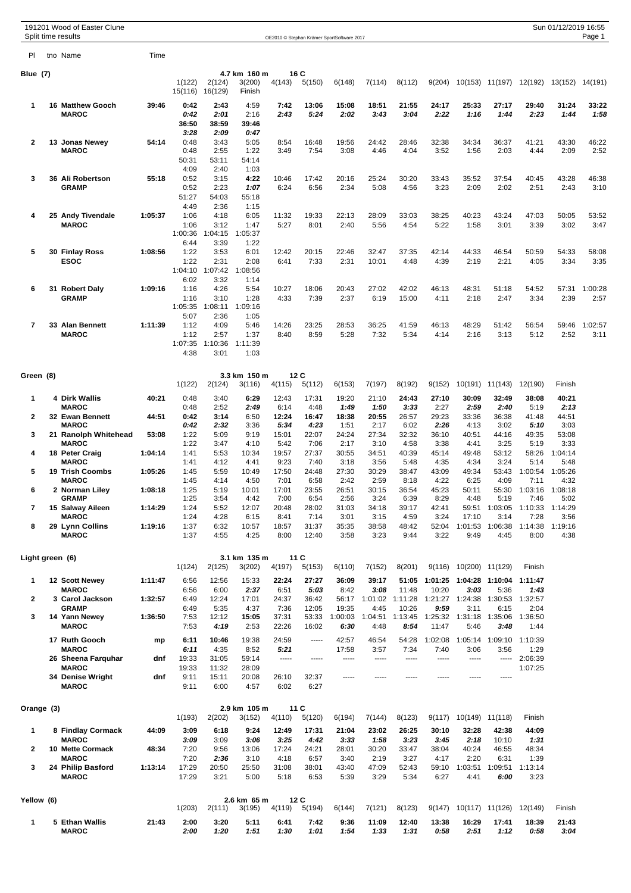191201 Wood of Easter Clune
Split time results

Sun 01/12/2019 16:55

OE2010 © Stephan Krämer SportSoftware 2017

## Blue (7) — 4.7 km 160 m 16 C

| Pl | tno | Name | Time | 1(122) | 2(124) | 3(200) | 4(143) | 5(150) | 6(148) | 7(114) | 8(112) | 9(204) | 10(153) | 11(197) | 12(192) | 13(152) | 14(191) |
|---|---|---|---|---|---|---|---|---|---|---|---|---|---|---|---|---|---|
| | | | | 15(116) | 16(129) | Finish | | | | | | | | | | | |
| 1 | 16 | **Matthew Gooch** | 39:46 | **0:42** | **2:43** | 4:59 | **7:42** | **13:06** | **15:08** | **18:51** | **21:55** | **24:17** | **25:33** | **27:17** | **29:40** | **31:24** | **33:22** |
| | | **MAROC** | | ***0:42*** | ***2:01*** | 2:16 | ***2:43*** | ***5:24*** | ***2:02*** | ***3:43*** | ***3:04*** | ***2:22*** | ***1:16*** | ***1:44*** | ***2:23*** | ***1:44*** | ***1:58*** |
| | | | | **36:50** | **38:59** | **39:46** | | | | | | | | | | | |
| | | | | ***3:28*** | ***2:09*** | ***0:47*** | | | | | | | | | | | |
| 2 | 13 | **Jonas Newey** | 54:14 | 0:48 | 3:43 | 5:05 | 8:54 | 16:48 | 19:56 | 24:42 | 28:46 | 32:38 | 34:34 | 36:37 | 41:21 | 43:30 | 46:22 |
| | | **MAROC** | | 0:48 | 2:55 | 1:22 | 3:49 | 7:54 | 3:08 | 4:46 | 4:04 | 3:52 | 1:56 | 2:03 | 4:44 | 2:09 | 2:52 |
| | | | | 50:31 | 53:11 | 54:14 | | | | | | | | | | | |
| | | | | 4:09 | 2:40 | 1:03 | | | | | | | | | | | |
| 3 | 36 | **Ali Robertson** | 55:18 | 0:52 | 3:15 | **4:22** | 10:46 | 17:42 | 20:16 | 25:24 | 30:20 | 33:43 | 35:52 | 37:54 | 40:45 | 43:28 | 46:38 |
| | | **GRAMP** | | 0:52 | 2:23 | ***1:07*** | 6:24 | 6:56 | 2:34 | 5:08 | 4:56 | 3:23 | 2:09 | 2:02 | 2:51 | 2:43 | 3:10 |
| | | | | 51:27 | 54:03 | 55:18 | | | | | | | | | | | |
| | | | | 4:49 | 2:36 | 1:15 | | | | | | | | | | | |
| 4 | 25 | **Andy Tivendale** | 1:05:37 | 1:06 | 4:18 | 6:05 | 11:32 | 19:33 | 22:13 | 28:09 | 33:03 | 38:25 | 40:23 | 43:24 | 47:03 | 50:05 | 53:52 |
| | | **MAROC** | | 1:06 | 3:12 | 1:47 | 5:27 | 8:01 | 2:40 | 5:56 | 4:54 | 5:22 | 1:58 | 3:01 | 3:39 | 3:02 | 3:47 |
| | | | | 1:00:36 | 1:04:15 | 1:05:37 | | | | | | | | | | | |
| | | | | 6:44 | 3:39 | 1:22 | | | | | | | | | | | |
| 5 | 30 | **Finlay Ross** | 1:08:56 | 1:22 | 3:53 | 6:01 | 12:42 | 20:15 | 22:46 | 32:47 | 37:35 | 42:14 | 44:33 | 46:54 | 50:59 | 54:33 | 58:08 |
| | | **ESOC** | | 1:22 | 2:31 | 2:08 | 6:41 | 7:33 | 2:31 | 10:01 | 4:48 | 4:39 | 2:19 | 2:21 | 4:05 | 3:34 | 3:35 |
| | | | | 1:04:10 | 1:07:42 | 1:08:56 | | | | | | | | | | | |
| | | | | 6:02 | 3:32 | 1:14 | | | | | | | | | | | |
| 6 | 31 | **Robert Daly** | 1:09:16 | 1:16 | 4:26 | 5:54 | 10:27 | 18:06 | 20:43 | 27:02 | 42:02 | 46:13 | 48:31 | 51:18 | 54:52 | 57:31 | 1:00:28 |
| | | **GRAMP** | | 1:16 | 3:10 | 1:28 | 4:33 | 7:39 | 2:37 | 6:19 | 15:00 | 4:11 | 2:18 | 2:47 | 3:34 | 2:39 | 2:57 |
| | | | | 1:05:35 | 1:08:11 | 1:09:16 | | | | | | | | | | | |
| | | | | 5:07 | 2:36 | 1:05 | | | | | | | | | | | |
| 7 | 33 | **Alan Bennett** | 1:11:39 | 1:12 | 4:09 | 5:46 | 14:26 | 23:25 | 28:53 | 36:25 | 41:59 | 46:13 | 48:29 | 51:42 | 56:54 | 59:46 | 1:02:57 |
| | | **MAROC** | | 1:12 | 2:57 | 1:37 | 8:40 | 8:59 | 5:28 | 7:32 | 5:34 | 4:14 | 2:16 | 3:13 | 5:12 | 2:52 | 3:11 |
| | | | | 1:07:35 | 1:10:36 | 1:11:39 | | | | | | | | | | | |
| | | | | 4:38 | 3:01 | 1:03 | | | | | | | | | | | |

## Green (8) — 3.3 km 150 m 12 C

| Pl | tno | Name | Time | 1(122) | 2(124) | 3(116) | 4(115) | 5(112) | 6(153) | 7(197) | 8(192) | 9(152) | 10(191) | 11(143) | 12(190) | Finish |
|---|---|---|---|---|---|---|---|---|---|---|---|---|---|---|---|---|
| 1 | 4 | **Dirk Wallis** | 40:21 | 0:48 | 3:40 | **6:29** | 12:43 | 17:31 | 19:20 | 21:10 | **24:43** | **27:10** | **30:09** | **32:49** | **38:08** | **40:21** |
| | | **MAROC** | | 0:48 | 2:52 | ***2:49*** | 6:14 | 4:48 | ***1:49*** | ***1:50*** | ***3:33*** | 2:27 | ***2:59*** | ***2:40*** | 5:19 | ***2:13*** |
| 2 | 32 | **Ewan Bennett** | 44:51 | **0:42** | **3:14** | 6:50 | **12:24** | **16:47** | **18:38** | **20:55** | 26:57 | 29:23 | 33:36 | 36:38 | 41:48 | 44:51 |
| | | **MAROC** | | ***0:42*** | ***2:32*** | 3:36 | ***5:34*** | ***4:23*** | 1:51 | 2:17 | 6:02 | ***2:26*** | 4:13 | 3:02 | ***5:10*** | 3:03 |
| 3 | 21 | **Ranolph Whitehead** | 53:08 | 1:22 | 5:09 | 9:19 | 15:01 | 22:07 | 24:24 | 27:34 | 32:32 | 36:10 | 40:51 | 44:16 | 49:35 | 53:08 |
| | | **MAROC** | | 1:22 | 3:47 | 4:10 | 5:42 | 7:06 | 2:17 | 3:10 | 4:58 | 3:38 | 4:41 | 3:25 | 5:19 | 3:33 |
| 4 | 18 | **Peter Craig** | 1:04:14 | 1:41 | 5:53 | 10:34 | 19:57 | 27:37 | 30:55 | 34:51 | 40:39 | 45:14 | 49:48 | 53:12 | 58:26 | 1:04:14 |
| | | **MAROC** | | 1:41 | 4:12 | 4:41 | 9:23 | 7:40 | 3:18 | 3:56 | 5:48 | 4:35 | 4:34 | 3:24 | 5:14 | 5:48 |
| 5 | 19 | **Trish Coombs** | 1:05:26 | 1:45 | 5:59 | 10:49 | 17:50 | 24:48 | 27:30 | 30:29 | 38:47 | 43:09 | 49:34 | 53:43 | 1:00:54 | 1:05:26 |
| | | **MAROC** | | 1:45 | 4:14 | 4:50 | 7:01 | 6:58 | 2:42 | 2:59 | 8:18 | 4:22 | 6:25 | 4:09 | 7:11 | 4:32 |
| 6 | 2 | **Norman Liley** | 1:08:18 | 1:25 | 5:19 | 10:01 | 17:01 | 23:55 | 26:51 | 30:15 | 36:54 | 45:23 | 50:11 | 55:30 | 1:03:16 | 1:08:18 |
| | | **GRAMP** | | 1:25 | 3:54 | 4:42 | 7:00 | 6:54 | 2:56 | 3:24 | 6:39 | 8:29 | 4:48 | 5:19 | 7:46 | 5:02 |
| 7 | 15 | **Salway Aileen** | 1:14:29 | 1:24 | 5:52 | 12:07 | 20:48 | 28:02 | 31:03 | 34:18 | 39:17 | 42:41 | 59:51 | 1:03:05 | 1:10:33 | 1:14:29 |
| | | **MAROC** | | 1:24 | 4:28 | 6:15 | 8:41 | 7:14 | 3:01 | 3:15 | 4:59 | 3:24 | 17:10 | 3:14 | 7:28 | 3:56 |
| 8 | 29 | **Lynn Collins** | 1:19:16 | 1:37 | 6:32 | 10:57 | 18:57 | 31:37 | 35:35 | 38:58 | 48:42 | 52:04 | 1:01:53 | 1:06:38 | 1:14:38 | 1:19:16 |
| | | **MAROC** | | 1:37 | 4:55 | 4:25 | 8:00 | 12:40 | 3:58 | 3:23 | 9:44 | 3:22 | 9:49 | 4:45 | 8:00 | 4:38 |

## Light green (6) — 3.1 km 135 m 11 C

| Pl | tno | Name | Time | 1(124) | 2(125) | 3(202) | 4(197) | 5(153) | 6(110) | 7(152) | 8(201) | 9(116) | 10(200) | 11(129) | Finish |
|---|---|---|---|---|---|---|---|---|---|---|---|---|---|---|---|
| 1 | 12 | **Scott Newey** | 1:11:47 | 6:56 | 12:56 | 15:33 | **22:24** | **27:27** | **36:09** | **39:17** | **51:05** | **1:01:25** | **1:04:28** | **1:10:04** | **1:11:47** |
| | | **MAROC** | | 6:56 | 6:00 | ***2:37*** | 6:51 | ***5:03*** | 8:42 | ***3:08*** | 11:48 | 10:20 | ***3:03*** | 5:36 | ***1:43*** |
| 2 | 3 | **Carol Jackson** | 1:32:57 | 6:49 | 12:24 | 17:01 | 24:37 | 36:42 | 56:17 | 1:01:02 | 1:11:28 | 1:21:27 | 1:24:38 | 1:30:53 | 1:32:57 |
| | | **GRAMP** | | 6:49 | 5:35 | 4:37 | 7:36 | 12:05 | 19:35 | 4:45 | 10:26 | ***9:59*** | 3:11 | 6:15 | 2:04 |
| 3 | 14 | **Yann Newey** | 1:36:50 | 7:53 | 12:12 | **15:05** | 37:31 | 53:33 | 1:00:03 | 1:04:51 | 1:13:45 | 1:25:32 | 1:31:18 | 1:35:06 | 1:36:50 |
| | | **MAROC** | | 7:53 | ***4:19*** | 2:53 | 22:26 | 16:02 | ***6:30*** | 4:48 | ***8:54*** | 11:47 | 5:46 | ***3:48*** | 1:44 |
| | 17 | **Ruth Gooch** | mp | **6:11** | **10:46** | 19:38 | 24:59 | ----- | 42:57 | 46:54 | 54:28 | 1:02:08 | 1:05:14 | 1:09:10 | 1:10:39 |
| | | **MAROC** | | ***6:11*** | 4:35 | 8:52 | ***5:21*** | | 17:58 | 3:57 | 7:34 | 7:40 | 3:06 | 3:56 | 1:29 |
| | 26 | **Sheena Farquhar** | dnf | 19:33 | 31:05 | 59:14 | ----- | ----- | ----- | ----- | ----- | ----- | ----- | ----- | 2:06:39 |
| | | **MAROC** | | 19:33 | 11:32 | 28:09 | | | | | | | | | 1:07:25 |
| | 34 | **Denise Wright** | dnf | 9:11 | 15:11 | 20:08 | 26:10 | 32:37 | ----- | ----- | ----- | ----- | ----- | ----- | |
| | | **MAROC** | | 9:11 | 6:00 | 4:57 | 6:02 | 6:27 | | | | | | | |

## Orange (3) — 2.9 km 105 m 11 C

| Pl | tno | Name | Time | 1(193) | 2(202) | 3(152) | 4(110) | 5(120) | 6(194) | 7(144) | 8(123) | 9(117) | 10(149) | 11(118) | Finish |
|---|---|---|---|---|---|---|---|---|---|---|---|---|---|---|---|
| 1 | 8 | **Findlay Cormack** | 44:09 | **3:09** | **6:18** | **9:24** | **12:49** | **17:31** | **21:04** | **23:02** | **26:25** | **30:10** | **32:28** | **42:38** | **44:09** |
| | | **MAROC** | | ***3:09*** | 3:09 | ***3:06*** | ***3:25*** | ***4:42*** | ***3:33*** | ***1:58*** | ***3:23*** | ***3:45*** | ***2:18*** | 10:10 | ***1:31*** |
| 2 | 10 | **Mette Cormack** | 48:34 | 7:20 | 9:56 | 13:06 | 17:24 | 24:21 | 28:01 | 30:20 | 33:47 | 38:04 | 40:24 | 46:55 | 48:34 |
| | | **MAROC** | | 7:20 | ***2:36*** | 3:10 | 4:18 | 6:57 | 3:40 | 2:19 | 3:27 | 4:17 | 2:20 | 6:31 | 1:39 |
| 3 | 24 | **Philip Basford** | 1:13:14 | 17:29 | 20:50 | 25:50 | 31:08 | 38:01 | 43:40 | 47:09 | 52:43 | 59:10 | 1:03:51 | 1:09:51 | 1:13:14 |
| | | **MAROC** | | 17:29 | 3:21 | 5:00 | 5:18 | 6:53 | 5:39 | 3:29 | 5:34 | 6:27 | 4:41 | ***6:00*** | 3:23 |

## Yellow (6) — 2.6 km 65 m 12 C

| Pl | tno | Name | Time | 1(203) | 2(111) | 3(195) | 4(119) | 5(194) | 6(144) | 7(121) | 8(123) | 9(147) | 10(117) | 11(126) | 12(149) | Finish |
|---|---|---|---|---|---|---|---|---|---|---|---|---|---|---|---|---|
| 1 | 5 | **Ethan Wallis** | 21:43 | **2:00** | **3:20** | **5:11** | **6:41** | **7:42** | **9:36** | **11:09** | **12:40** | **13:38** | **16:29** | **17:41** | **18:39** | **21:43** |
| | | **MAROC** | | ***2:00*** | ***1:20*** | ***1:51*** | ***1:30*** | ***1:01*** | ***1:54*** | ***1:33*** | ***1:31*** | ***0:58*** | ***2:51*** | ***1:12*** | ***0:58*** | ***3:04*** |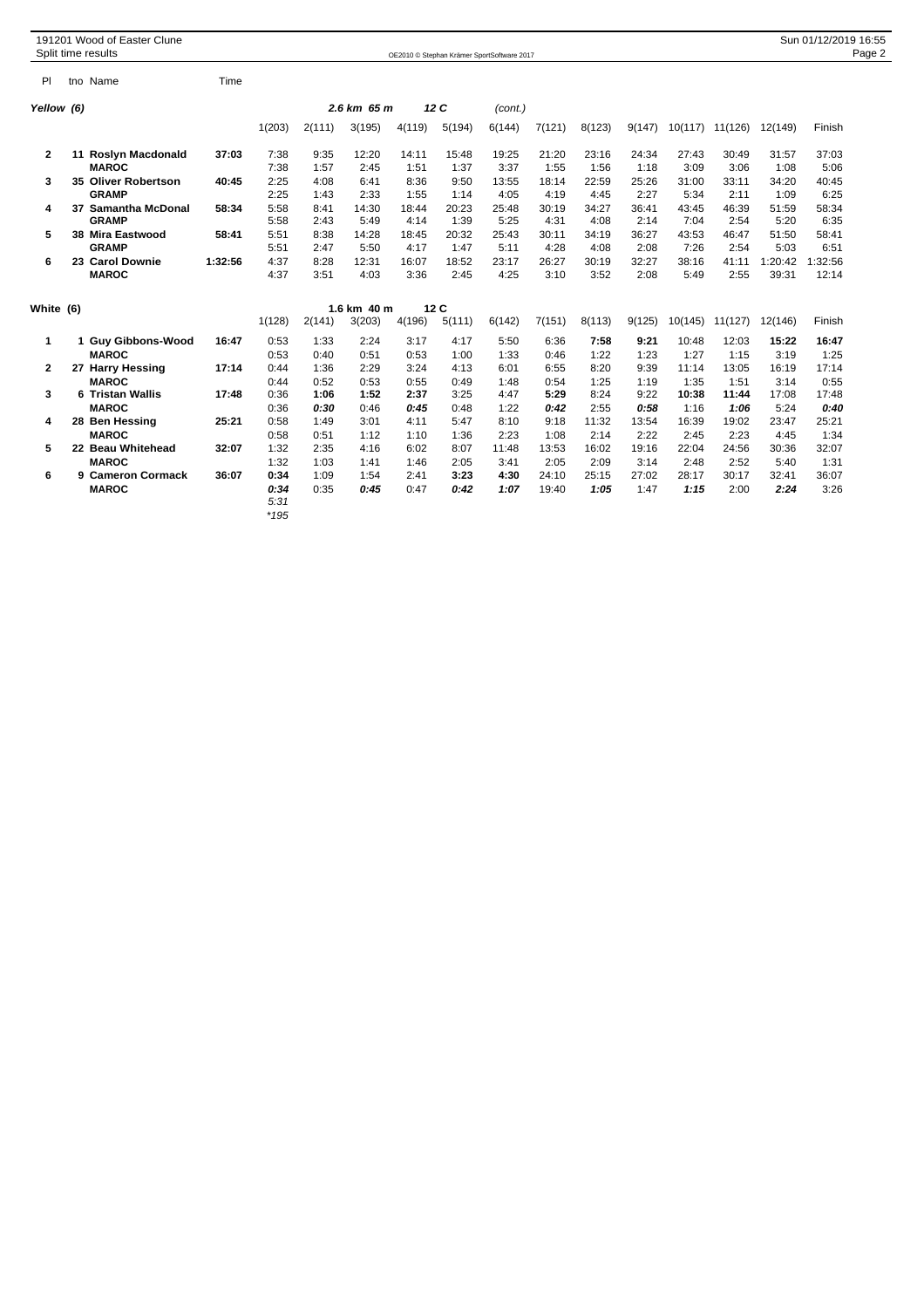191201 Wood of Easter Clune
Split time results

OE2010 © Stephan Krämer SportSoftware 2017

Sun 01/12/2019 16:55

| Pl | tno | Name | Time | | | | | | | | | | | | | |
|---|---|---|---|---|---|---|---|---|---|---|---|---|---|---|---|---|
| ***Yellow (6)*** | | | | | | ***2.6 km 65 m*** | | ***12 C*** | ***(cont.)*** | | | | | | | |
| | | | | 1(203) | 2(111) | 3(195) | 4(119) | 5(194) | 6(144) | 7(121) | 8(123) | 9(147) | 10(117) | 11(126) | 12(149) | Finish |
| **2** | **11** | **Roslyn Macdonald** | **37:03** | 7:38 | 9:35 | 12:20 | 14:11 | 15:48 | 19:25 | 21:20 | 23:16 | 24:34 | 27:43 | 30:49 | 31:57 | 37:03 |
| | | **MAROC** | | 7:38 | 1:57 | 2:45 | 1:51 | 1:37 | 3:37 | 1:55 | 1:56 | 1:18 | 3:09 | 3:06 | 1:08 | 5:06 |
| **3** | **35** | **Oliver Robertson** | **40:45** | 2:25 | 4:08 | 6:41 | 8:36 | 9:50 | 13:55 | 18:14 | 22:59 | 25:26 | 31:00 | 33:11 | 34:20 | 40:45 |
| | | **GRAMP** | | 2:25 | 1:43 | 2:33 | 1:55 | 1:14 | 4:05 | 4:19 | 4:45 | 2:27 | 5:34 | 2:11 | 1:09 | 6:25 |
| **4** | **37** | **Samantha McDonal** | **58:34** | 5:58 | 8:41 | 14:30 | 18:44 | 20:23 | 25:48 | 30:19 | 34:27 | 36:41 | 43:45 | 46:39 | 51:59 | 58:34 |
| | | **GRAMP** | | 5:58 | 2:43 | 5:49 | 4:14 | 1:39 | 5:25 | 4:31 | 4:08 | 2:14 | 7:04 | 2:54 | 5:20 | 6:35 |
| **5** | **38** | **Mira Eastwood** | **58:41** | 5:51 | 8:38 | 14:28 | 18:45 | 20:32 | 25:43 | 30:11 | 34:19 | 36:27 | 43:53 | 46:47 | 51:50 | 58:41 |
| | | **GRAMP** | | 5:51 | 2:47 | 5:50 | 4:17 | 1:47 | 5:11 | 4:28 | 4:08 | 2:08 | 7:26 | 2:54 | 5:03 | 6:51 |
| **6** | **23** | **Carol Downie** | **1:32:56** | 4:37 | 8:28 | 12:31 | 16:07 | 18:52 | 23:17 | 26:27 | 30:19 | 32:27 | 38:16 | 41:11 | 1:20:42 | 1:32:56 |
| | | **MAROC** | | 4:37 | 3:51 | 4:03 | 3:36 | 2:45 | 4:25 | 3:10 | 3:52 | 2:08 | 5:49 | 2:55 | 39:31 | 12:14 |

| Pl | tno | Name | Time | | | | | | | | | | | | | |
|---|---|---|---|---|---|---|---|---|---|---|---|---|---|---|---|---|
| **White (6)** | | | | | | **1.6 km 40 m** | | **12 C** | | | | | | | | |
| | | | | 1(128) | 2(141) | 3(203) | 4(196) | 5(111) | 6(142) | 7(151) | 8(113) | 9(125) | 10(145) | 11(127) | 12(146) | Finish |
| **1** | **1** | **Guy Gibbons-Wood** | **16:47** | 0:53 | 1:33 | 2:24 | 3:17 | 4:17 | 5:50 | 6:36 | **7:58** | **9:21** | 10:48 | 12:03 | **15:22** | **16:47** |
| | | **MAROC** | | 0:53 | 0:40 | 0:51 | 0:53 | 1:00 | 1:33 | 0:46 | 1:22 | 1:23 | 1:27 | 1:15 | 3:19 | 1:25 |
| **2** | **27** | **Harry Hessing** | **17:14** | 0:44 | 1:36 | 2:29 | 3:24 | 4:13 | 6:01 | 6:55 | 8:20 | 9:39 | 11:14 | 13:05 | 16:19 | 17:14 |
| | | **MAROC** | | 0:44 | 0:52 | 0:53 | 0:55 | 0:49 | 1:48 | 0:54 | 1:25 | 1:19 | 1:35 | 1:51 | 3:14 | 0:55 |
| **3** | **6** | **Tristan Wallis** | **17:48** | 0:36 | **1:06** | **1:52** | **2:37** | 3:25 | 4:47 | **5:29** | 8:24 | 9:22 | **10:38** | **11:44** | 17:08 | 17:48 |
| | | **MAROC** | | 0:36 | ***0:30*** | 0:46 | ***0:45*** | 0:48 | 1:22 | ***0:42*** | 2:55 | ***0:58*** | 1:16 | ***1:06*** | 5:24 | ***0:40*** |
| **4** | **28** | **Ben Hessing** | **25:21** | 0:58 | 1:49 | 3:01 | 4:11 | 5:47 | 8:10 | 9:18 | 11:32 | 13:54 | 16:39 | 19:02 | 23:47 | 25:21 |
| | | **MAROC** | | 0:58 | 0:51 | 1:12 | 1:10 | 1:36 | 2:23 | 1:08 | 2:14 | 2:22 | 2:45 | 2:23 | 4:45 | 1:34 |
| **5** | **22** | **Beau Whitehead** | **32:07** | 1:32 | 2:35 | 4:16 | 6:02 | 8:07 | 11:48 | 13:53 | 16:02 | 19:16 | 22:04 | 24:56 | 30:36 | 32:07 |
| | | **MAROC** | | 1:32 | 1:03 | 1:41 | 1:46 | 2:05 | 3:41 | 2:05 | 2:09 | 3:14 | 2:48 | 2:52 | 5:40 | 1:31 |
| **6** | **9** | **Cameron Cormack** | **36:07** | **0:34** | 1:09 | 1:54 | 2:41 | **3:23** | **4:30** | 24:10 | 25:15 | 27:02 | 28:17 | 30:17 | 32:41 | 36:07 |
| | | **MAROC** | | ***0:34*** | 0:35 | ***0:45*** | 0:47 | ***0:42*** | ***1:07*** | 19:40 | ***1:05*** | 1:47 | ***1:15*** | 2:00 | ***2:24*** | 3:26 |
| | | | | *5:31* | | | | | | | | | | | | |
| | | | | **195* | | | | | | | | | | | | |